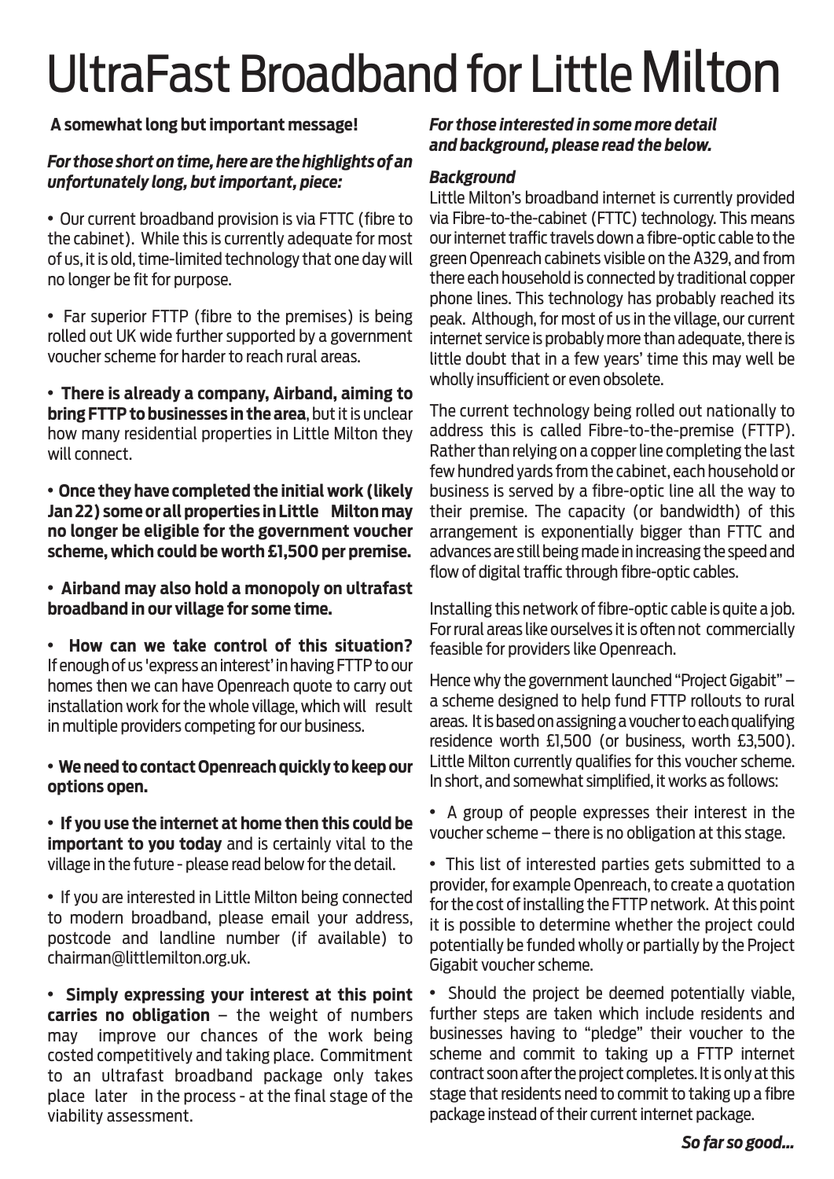# UltraFast Broadband for Little Milton

**A somewhat long but important message!**

***For those short on time, here are the highlights of an unfortunately long, but important, piece:***

- Our current broadband provision is via FTTC (fibre to the cabinet). While this is currently adequate for most of us, it is old, time-limited technology that one day will no longer be fit for purpose.

- Far superior FTTP (fibre to the premises) is being rolled out UK wide further supported by a government voucher scheme for harder to reach rural areas.

- **There is already a company, Airband, aiming to bring FTTP to businesses in the area**, but it is unclear how many residential properties in Little Milton they will connect.

- **Once they have completed the initial work (likely Jan 22) some or all properties in Little Milton may no longer be eligible for the government voucher scheme, which could be worth £1,500 per premise.**

- **Airband may also hold a monopoly on ultrafast broadband in our village for some time.**

- **How can we take control of this situation?** If enough of us 'express an interest' in having FTTP to our homes then we can have Openreach quote to carry out installation work for the whole village, which will result in multiple providers competing for our business.

- **We need to contact Openreach quickly to keep our options open.**

- **If you use the internet at home then this could be important to you today** and is certainly vital to the village in the future - please read below for the detail.

- If you are interested in Little Milton being connected to modern broadband, please email your address, postcode and landline number (if available) to chairman@littlemilton.org.uk.

- **Simply expressing your interest at this point carries no obligation** – the weight of numbers may improve our chances of the work being costed competitively and taking place. Commitment to an ultrafast broadband package only takes place later in the process - at the final stage of the viability assessment.

***For those interested in some more detail and background, please read the below.***

***Background***

Little Milton's broadband internet is currently provided via Fibre-to-the-cabinet (FTTC) technology. This means our internet traffic travels down a fibre-optic cable to the green Openreach cabinets visible on the A329, and from there each household is connected by traditional copper phone lines. This technology has probably reached its peak. Although, for most of us in the village, our current internet service is probably more than adequate, there is little doubt that in a few years' time this may well be wholly insufficient or even obsolete.

The current technology being rolled out nationally to address this is called Fibre-to-the-premise (FTTP). Rather than relying on a copper line completing the last few hundred yards from the cabinet, each household or business is served by a fibre-optic line all the way to their premise. The capacity (or bandwidth) of this arrangement is exponentially bigger than FTTC and advances are still being made in increasing the speed and flow of digital traffic through fibre-optic cables.

Installing this network of fibre-optic cable is quite a job. For rural areas like ourselves it is often not commercially feasible for providers like Openreach.

Hence why the government launched "Project Gigabit" – a scheme designed to help fund FTTP rollouts to rural areas. It is based on assigning a voucher to each qualifying residence worth £1,500 (or business, worth £3,500). Little Milton currently qualifies for this voucher scheme. In short, and somewhat simplified, it works as follows:

- A group of people expresses their interest in the voucher scheme – there is no obligation at this stage.

- This list of interested parties gets submitted to a provider, for example Openreach, to create a quotation for the cost of installing the FTTP network. At this point it is possible to determine whether the project could potentially be funded wholly or partially by the Project Gigabit voucher scheme.

- Should the project be deemed potentially viable, further steps are taken which include residents and businesses having to "pledge" their voucher to the scheme and commit to taking up a FTTP internet contract soon after the project completes. It is only at this stage that residents need to commit to taking up a fibre package instead of their current internet package.

***So far so good...***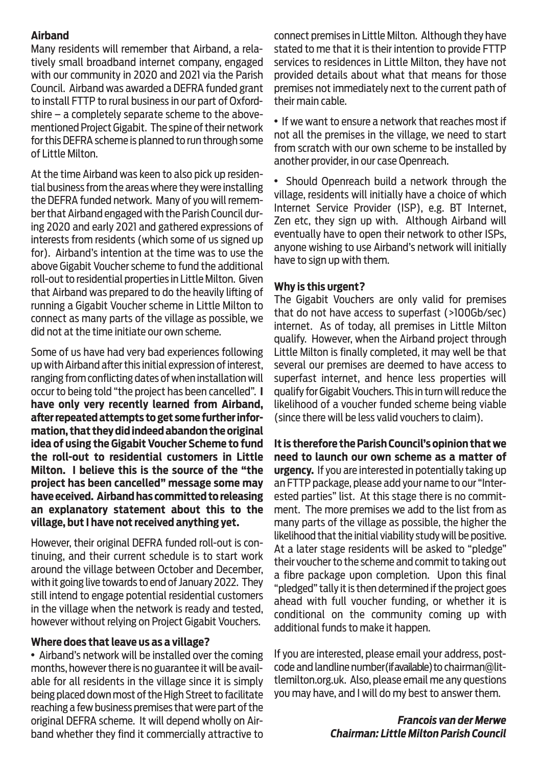**Airband**

Many residents will remember that Airband, a relatively small broadband internet company, engaged with our community in 2020 and 2021 via the Parish Council. Airband was awarded a DEFRA funded grant to install FTTP to rural business in our part of Oxfordshire – a completely separate scheme to the abovementioned Project Gigabit. The spine of their network for this DEFRA scheme is planned to run through some of Little Milton.

At the time Airband was keen to also pick up residential business from the areas where they were installing the DEFRA funded network. Many of you will remember that Airband engaged with the Parish Council during 2020 and early 2021 and gathered expressions of interests from residents (which some of us signed up for). Airband's intention at the time was to use the above Gigabit Voucher scheme to fund the additional roll-out to residential properties in Little Milton. Given that Airband was prepared to do the heavily lifting of running a Gigabit Voucher scheme in Little Milton to connect as many parts of the village as possible, we did not at the time initiate our own scheme.

Some of us have had very bad experiences following up with Airband after this initial expression of interest, ranging from conflicting dates of when installation will occur to being told "the project has been cancelled". **I have only very recently learned from Airband, after repeated attempts to get some further information, that they did indeed abandon the original idea of using the Gigabit Voucher Scheme to fund the roll-out to residential customers in Little Milton. I believe this is the source of the "the project has been cancelled" message some may have eceived. Airband has committed to releasing an explanatory statement about this to the village, but I have not received anything yet.**

However, their original DEFRA funded roll-out is continuing, and their current schedule is to start work around the village between October and December, with it going live towards to end of January 2022. They still intend to engage potential residential customers in the village when the network is ready and tested, however without relying on Project Gigabit Vouchers.

**Where does that leave us as a village?**

- Airband's network will be installed over the coming months, however there is no guarantee it will be available for all residents in the village since it is simply being placed down most of the High Street to facilitate reaching a few business premises that were part of the original DEFRA scheme. It will depend wholly on Airband whether they find it commercially attractive to connect premises in Little Milton. Although they have stated to me that it is their intention to provide FTTP services to residences in Little Milton, they have not provided details about what that means for those premises not immediately next to the current path of their main cable.
- If we want to ensure a network that reaches most if not all the premises in the village, we need to start from scratch with our own scheme to be installed by another provider, in our case Openreach.
- Should Openreach build a network through the village, residents will initially have a choice of which Internet Service Provider (ISP), e.g. BT Internet, Zen etc, they sign up with. Although Airband will eventually have to open their network to other ISPs, anyone wishing to use Airband's network will initially have to sign up with them.

**Why is this urgent?**

The Gigabit Vouchers are only valid for premises that do not have access to superfast (>100Gb/sec) internet. As of today, all premises in Little Milton qualify. However, when the Airband project through Little Milton is finally completed, it may well be that several our premises are deemed to have access to superfast internet, and hence less properties will qualify for Gigabit Vouchers. This in turn will reduce the likelihood of a voucher funded scheme being viable (since there will be less valid vouchers to claim).

**It is therefore the Parish Council's opinion that we need to launch our own scheme as a matter of urgency.** If you are interested in potentially taking up an FTTP package, please add your name to our "Interested parties" list. At this stage there is no commitment. The more premises we add to the list from as many parts of the village as possible, the higher the likelihood that the initial viability study will be positive. At a later stage residents will be asked to "pledge" their voucher to the scheme and commit to taking out a fibre package upon completion. Upon this final "pledged" tally it is then determined if the project goes ahead with full voucher funding, or whether it is conditional on the community coming up with additional funds to make it happen.

If you are interested, please email your address, postcode and landline number (if available) to chairman@littlemilton.org.uk. Also, please email me any questions you may have, and I will do my best to answer them.

***Francois van der Merwe***
***Chairman: Little Milton Parish Council***